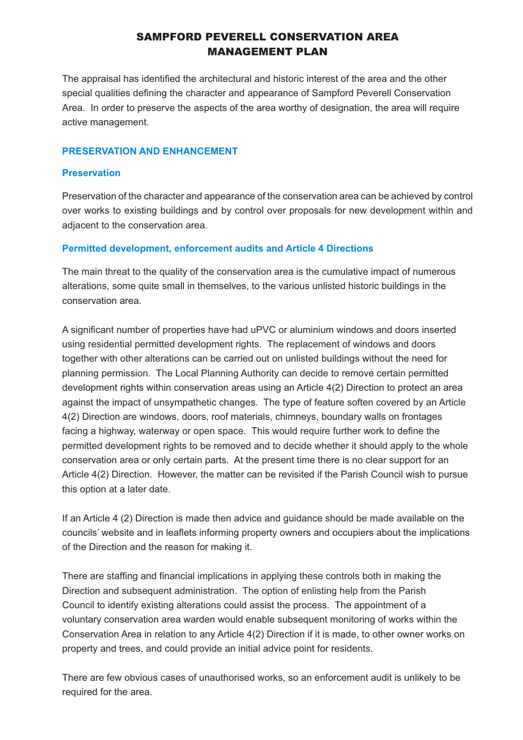# SAMPFORD PEVERELL CONSERVATION AREA MANAGEMENT PLAN

The appraisal has identified the architectural and historic interest of the area and the other special qualities defining the character and appearance of Sampford Peverell Conservation Area. In order to preserve the aspects of the area worthy of designation, the area will require active management.

## PRESERVATION AND ENHANCEMENT

### Preservation

Preservation of the character and appearance of the conservation area can be achieved by control over works to existing buildings and by control over proposals for new development within and adjacent to the conservation area.

### Permitted development, enforcement audits and Article 4 Directions

The main threat to the quality of the conservation area is the cumulative impact of numerous alterations, some quite small in themselves, to the various unlisted historic buildings in the conservation area.

A significant number of properties have had uPVC or aluminium windows and doors inserted using residential permitted development rights. The replacement of windows and doors together with other alterations can be carried out on unlisted buildings without the need for planning permission. The Local Planning Authority can decide to remove certain permitted development rights within conservation areas using an Article 4(2) Direction to protect an area against the impact of unsympathetic changes. The type of feature soften covered by an Article 4(2) Direction are windows, doors, roof materials, chimneys, boundary walls on frontages facing a highway, waterway or open space. This would require further work to define the permitted development rights to be removed and to decide whether it should apply to the whole conservation area or only certain parts. At the present time there is no clear support for an Article 4(2) Direction. However, the matter can be revisited if the Parish Council wish to pursue this option at a later date.

If an Article 4 (2) Direction is made then advice and guidance should be made available on the councils' website and in leaflets informing property owners and occupiers about the implications of the Direction and the reason for making it.

There are staffing and financial implications in applying these controls both in making the Direction and subsequent administration. The option of enlisting help from the Parish Council to identify existing alterations could assist the process. The appointment of a voluntary conservation area warden would enable subsequent monitoring of works within the Conservation Area in relation to any Article 4(2) Direction if it is made, to other owner works on property and trees, and could provide an initial advice point for residents.

There are few obvious cases of unauthorised works, so an enforcement audit is unlikely to be required for the area.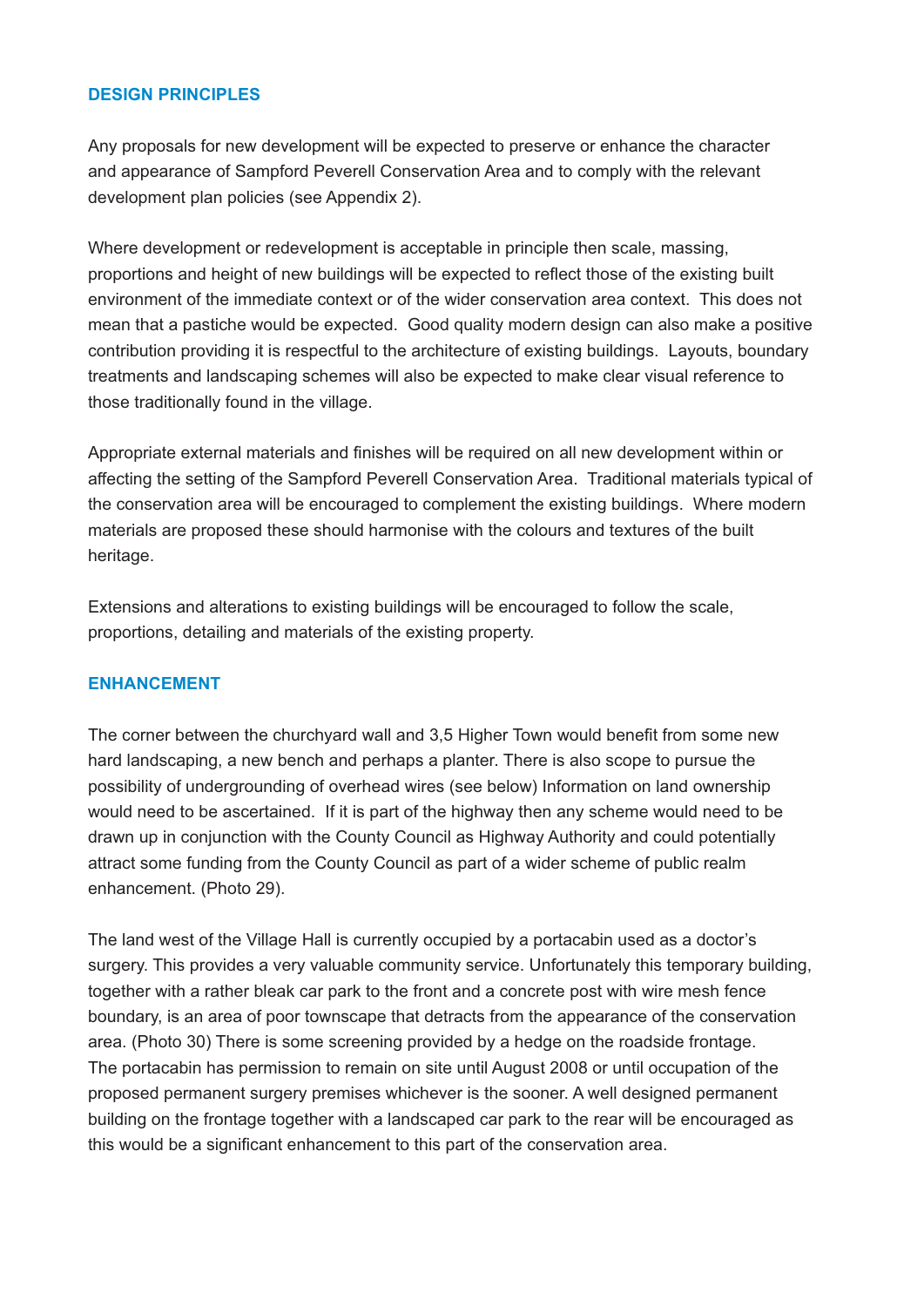## DESIGN PRINCIPLES

Any proposals for new development will be expected to preserve or enhance the character and appearance of Sampford Peverell Conservation Area and to comply with the relevant development plan policies (see Appendix 2).

Where development or redevelopment is acceptable in principle then scale, massing, proportions and height of new buildings will be expected to reflect those of the existing built environment of the immediate context or of the wider conservation area context. This does not mean that a pastiche would be expected. Good quality modern design can also make a positive contribution providing it is respectful to the architecture of existing buildings. Layouts, boundary treatments and landscaping schemes will also be expected to make clear visual reference to those traditionally found in the village.

Appropriate external materials and finishes will be required on all new development within or affecting the setting of the Sampford Peverell Conservation Area. Traditional materials typical of the conservation area will be encouraged to complement the existing buildings. Where modern materials are proposed these should harmonise with the colours and textures of the built heritage.

Extensions and alterations to existing buildings will be encouraged to follow the scale, proportions, detailing and materials of the existing property.

## ENHANCEMENT

The corner between the churchyard wall and 3,5 Higher Town would benefit from some new hard landscaping, a new bench and perhaps a planter. There is also scope to pursue the possibility of undergrounding of overhead wires (see below) Information on land ownership would need to be ascertained. If it is part of the highway then any scheme would need to be drawn up in conjunction with the County Council as Highway Authority and could potentially attract some funding from the County Council as part of a wider scheme of public realm enhancement. (Photo 29).

The land west of the Village Hall is currently occupied by a portacabin used as a doctor's surgery. This provides a very valuable community service. Unfortunately this temporary building, together with a rather bleak car park to the front and a concrete post with wire mesh fence boundary, is an area of poor townscape that detracts from the appearance of the conservation area. (Photo 30) There is some screening provided by a hedge on the roadside frontage. The portacabin has permission to remain on site until August 2008 or until occupation of the proposed permanent surgery premises whichever is the sooner. A well designed permanent building on the frontage together with a landscaped car park to the rear will be encouraged as this would be a significant enhancement to this part of the conservation area.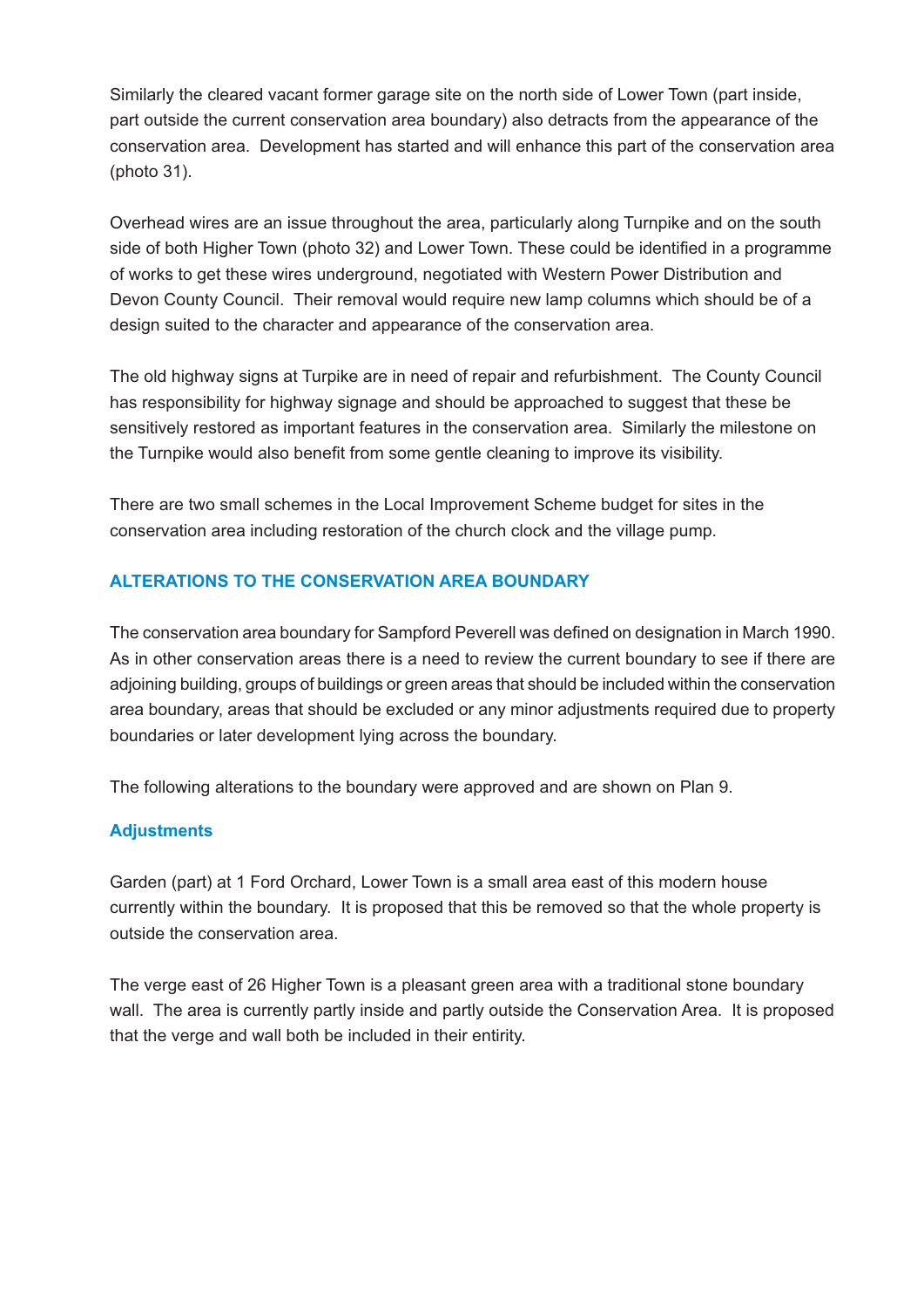Similarly the cleared vacant former garage site on the north side of Lower Town (part inside, part outside the current conservation area boundary) also detracts from the appearance of the conservation area. Development has started and will enhance this part of the conservation area (photo 31).

Overhead wires are an issue throughout the area, particularly along Turnpike and on the south side of both Higher Town (photo 32) and Lower Town. These could be identified in a programme of works to get these wires underground, negotiated with Western Power Distribution and Devon County Council. Their removal would require new lamp columns which should be of a design suited to the character and appearance of the conservation area.

The old highway signs at Turpike are in need of repair and refurbishment. The County Council has responsibility for highway signage and should be approached to suggest that these be sensitively restored as important features in the conservation area. Similarly the milestone on the Turnpike would also benefit from some gentle cleaning to improve its visibility.

There are two small schemes in the Local Improvement Scheme budget for sites in the conservation area including restoration of the church clock and the village pump.

## ALTERATIONS TO THE CONSERVATION AREA BOUNDARY

The conservation area boundary for Sampford Peverell was defined on designation in March 1990. As in other conservation areas there is a need to review the current boundary to see if there are adjoining building, groups of buildings or green areas that should be included within the conservation area boundary, areas that should be excluded or any minor adjustments required due to property boundaries or later development lying across the boundary.

The following alterations to the boundary were approved and are shown on Plan 9.

### Adjustments

Garden (part) at 1 Ford Orchard, Lower Town is a small area east of this modern house currently within the boundary. It is proposed that this be removed so that the whole property is outside the conservation area.

The verge east of 26 Higher Town is a pleasant green area with a traditional stone boundary wall. The area is currently partly inside and partly outside the Conservation Area. It is proposed that the verge and wall both be included in their entirity.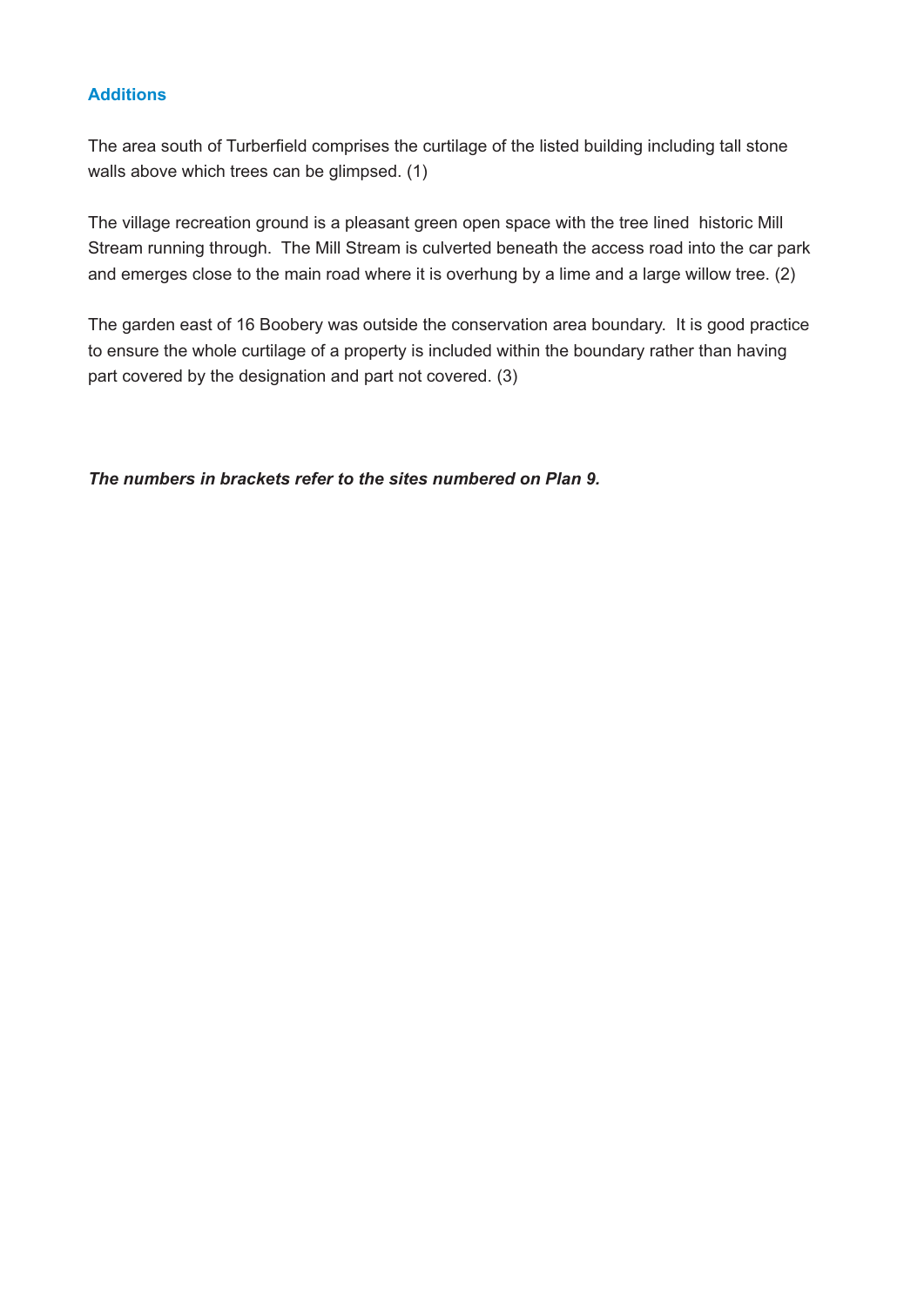## Additions

The area south of Turberfield comprises the curtilage of the listed building including tall stone walls above which trees can be glimpsed. (1)

The village recreation ground is a pleasant green open space with the tree lined historic Mill Stream running through. The Mill Stream is culverted beneath the access road into the car park and emerges close to the main road where it is overhung by a lime and a large willow tree. (2)

The garden east of 16 Boobery was outside the conservation area boundary. It is good practice to ensure the whole curtilage of a property is included within the boundary rather than having part covered by the designation and part not covered. (3)

***The numbers in brackets refer to the sites numbered on Plan 9.***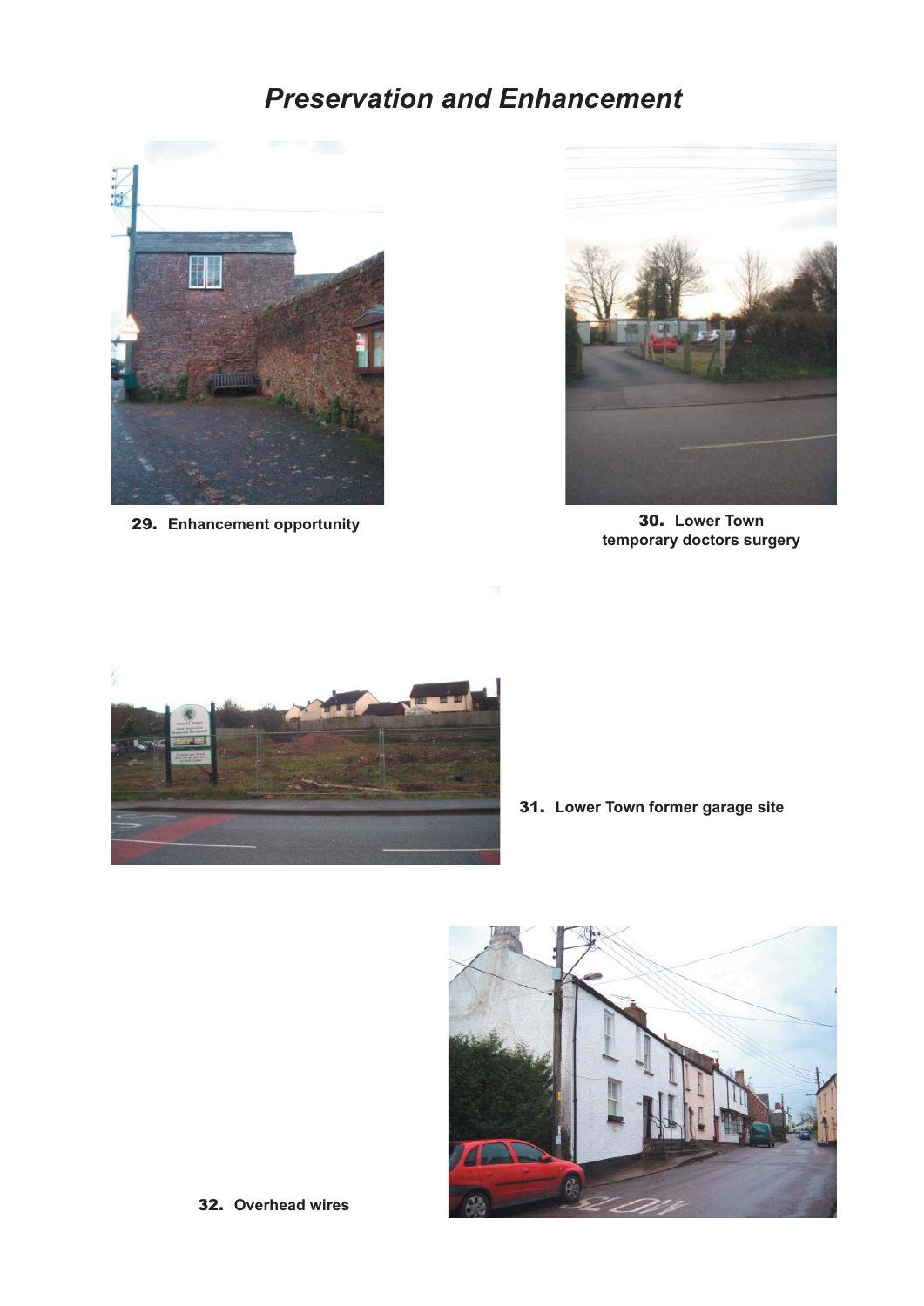# *Preservation and Enhancement*

**29.** Enhancement opportunity

**30.** Lower Town temporary doctors surgery

**31.** Lower Town former garage site

**32.** Overhead wires